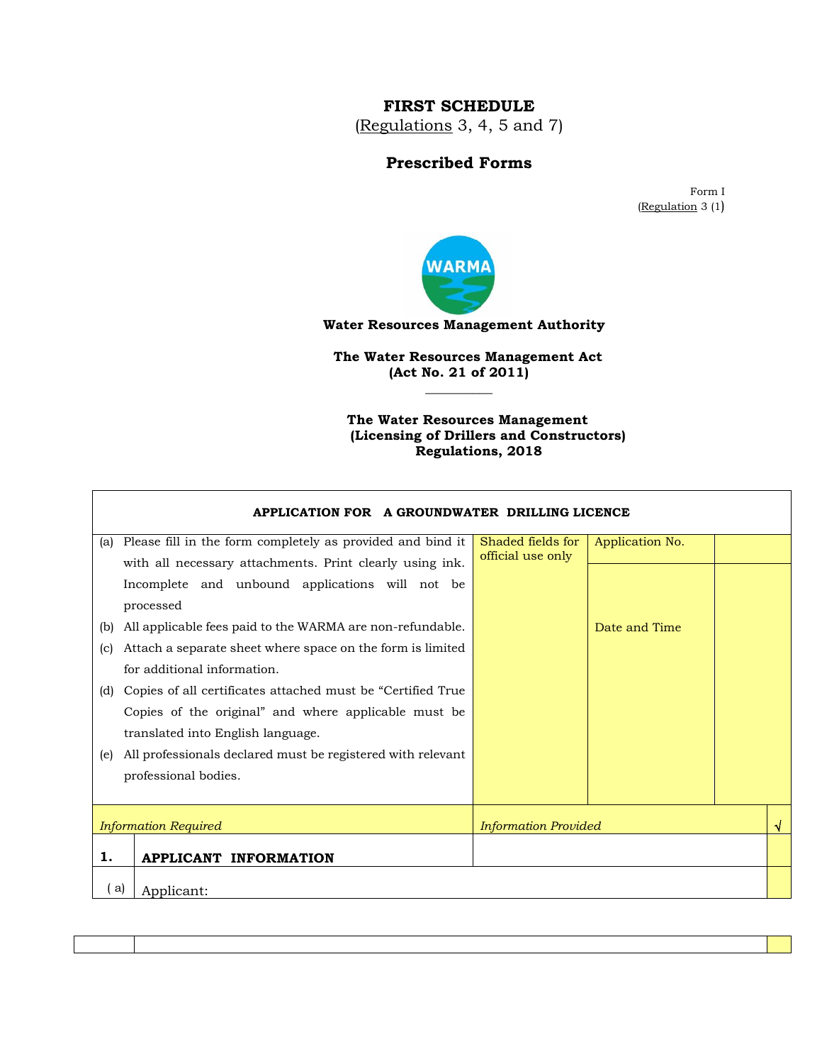# FIRST SCHEDULE
(Regulations 3, 4, 5 and 7)

## Prescribed Forms

Form I
(Regulation 3 (1)

**Water Resources Management Authority**

**The Water Resources Management Act**
**(Act No. 21 of 2011)**

---

**The Water Resources Management**
**(Licensing of Drillers and Constructors)**
**Regulations, 2018**

| **APPLICATION FOR A GROUNDWATER DRILLING LICENCE** | | | | |
|---|---|---|---|---|
| (a) Please fill in the form completely as provided and bind it with all necessary attachments. Print clearly using ink. Incomplete and unbound applications will not be processed<br>(b) All applicable fees paid to the WARMA are non-refundable.<br>(c) Attach a separate sheet where space on the form is limited for additional information.<br>(d) Copies of all certificates attached must be "Certified True Copies of the original" and where applicable must be translated into English language.<br>(e) All professionals declared must be registered with relevant professional bodies. | Shaded fields for official use only | Application No.<br><br>Date and Time | | |
| *Information Required* | *Information Provided* | | | √ |
| **1. APPLICANT INFORMATION** | | | | |
| ( a) Applicant: | | | | |
| | | | | |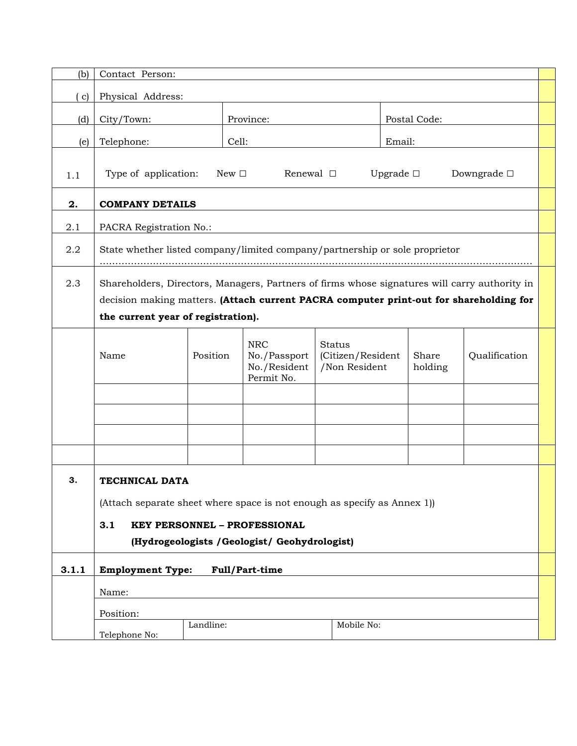| | | | |
|---|---|---|---|
| (b) | Contact Person: | | |
| ( c) | Physical Address: | | |
| (d) | City/Town: | Province: | Postal Code: |
| (e) | Telephone: | Cell: | Email: |

1.1 Type of application: New ☐ Renewal ☐ Upgrade ☐ Downgrade ☐

**2. COMPANY DETAILS**

2.1 PACRA Registration No.:

2.2 State whether listed company/limited company/partnership or sole proprietor ……………………………………………………………………………………………………………………

2.3 Shareholders, Directors, Managers, Partners of firms whose signatures will carry authority in decision making matters. **(Attach current PACRA computer print-out for shareholding for the current year of registration).**

| Name | Position | NRC No./Passport No./Resident Permit No. | Status (Citizen/Resident /Non Resident | Share holding | Qualification |
|---|---|---|---|---|---|
| | | | | | |
| | | | | | |
| | | | | | |
| | | | | | |

**3. TECHNICAL DATA**

(Attach separate sheet where space is not enough as specify as Annex 1))

**3.1 KEY PERSONNEL – PROFESSIONAL**
**(Hydrogeologists /Geologist/ Geohydrologist)**

**3.1.1 Employment Type: Full/Part-time**

| | | |
|---|---|---|
| Name: | | |
| Position: | | |
| Telephone No: | Landline: | Mobile No: |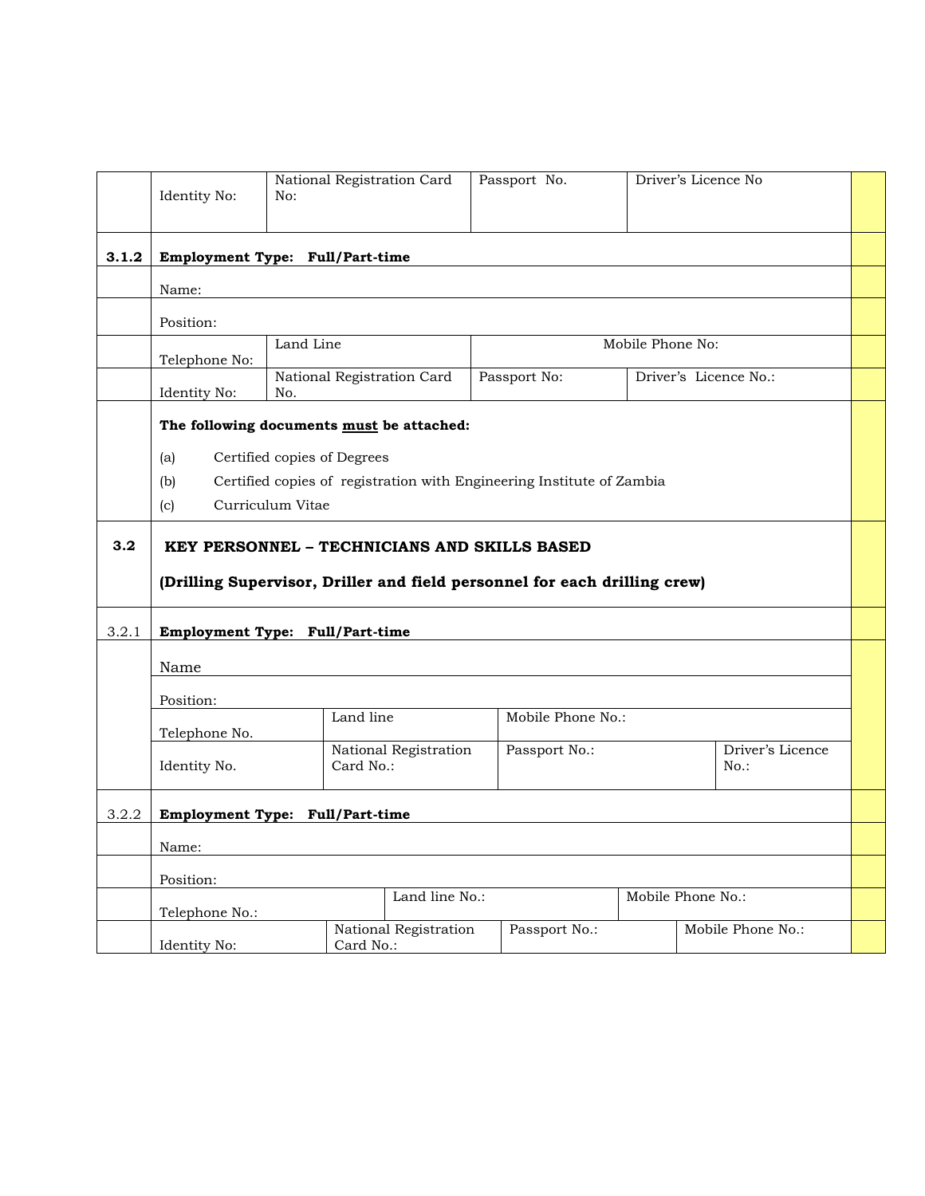| | | | | | |
|---|---|---|---|---|---|
| | Identity No: | National Registration Card No: | Passport No. | Driver's Licence No | |
| **3.1.2** | **Employment Type: Full/Part-time** | | | | |
| | Name: | | | | |
| | Position: | | | | |
| | Telephone No: | Land Line | Mobile Phone No: | | |
| | Identity No: | National Registration Card No. | Passport No: | Driver's Licence No.: | |

**The following documents must be attached:**

(a) Certified copies of Degrees

(b) Certified copies of registration with Engineering Institute of Zambia

(c) Curriculum Vitae

| | | | | | |
|---|---|---|---|---|---|
| **3.2** | **KEY PERSONNEL – TECHNICIANS AND SKILLS BASED** **(Drilling Supervisor, Driller and field personnel for each drilling crew)** | | | | |
| 3.2.1 | **Employment Type: Full/Part-time** | | | | |
| | Name | | | | |
| | Position: | | | | |
| | Telephone No. | Land line | Mobile Phone No.: | | |
| | Identity No. | National Registration Card No.: | Passport No.: | Driver's Licence No.: | |
| 3.2.2 | **Employment Type: Full/Part-time** | | | | |
| | Name: | | | | |
| | Position: | | | | |
| | Telephone No.: | Land line No.: | Mobile Phone No.: | | |
| | Identity No: | National Registration Card No.: | Passport No.: | Mobile Phone No.: | |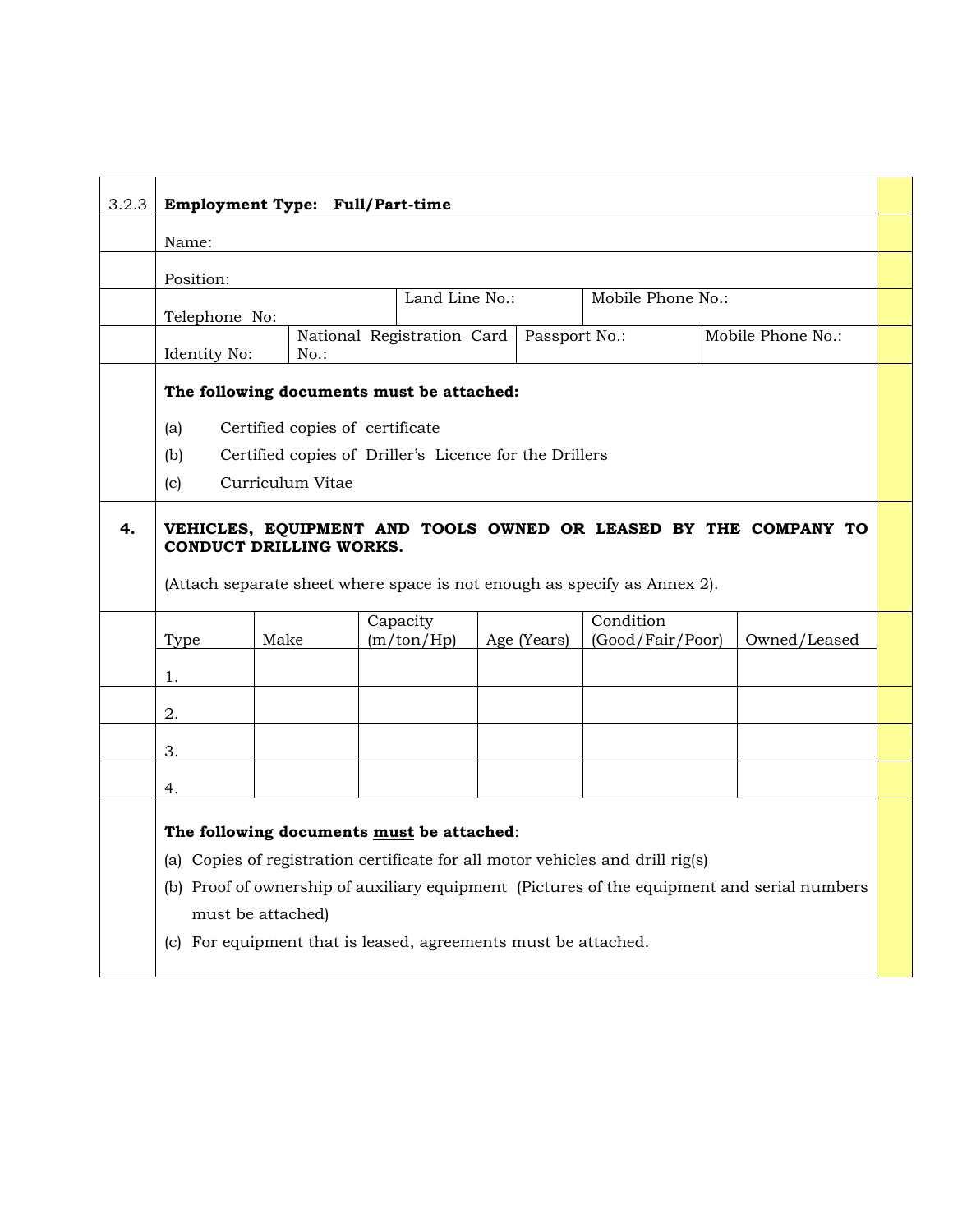| 3.2.3 | **Employment Type: Full/Part-time** | | | |
|---|---|---|---|---|
| | Name: | | | |
| | Position: | | | |
| | Telephone No: | Land Line No.: | Mobile Phone No.: | |
| | Identity No: | National Registration Card No.: | Passport No.: | Mobile Phone No.: |

**The following documents must be attached:**

(a) Certified copies of certificate

(b) Certified copies of Driller's Licence for the Drillers

(c) Curriculum Vitae

**4. VEHICLES, EQUIPMENT AND TOOLS OWNED OR LEASED BY THE COMPANY TO CONDUCT DRILLING WORKS.**

(Attach separate sheet where space is not enough as specify as Annex 2).

| Type | Make | Capacity (m/ton/Hp) | Age (Years) | Condition (Good/Fair/Poor) | Owned/Leased |
|---|---|---|---|---|---|
| 1. | | | | | |
| 2. | | | | | |
| 3. | | | | | |
| 4. | | | | | |

**The following documents must be attached**:

(a) Copies of registration certificate for all motor vehicles and drill rig(s)

(b) Proof of ownership of auxiliary equipment (Pictures of the equipment and serial numbers must be attached)

(c) For equipment that is leased, agreements must be attached.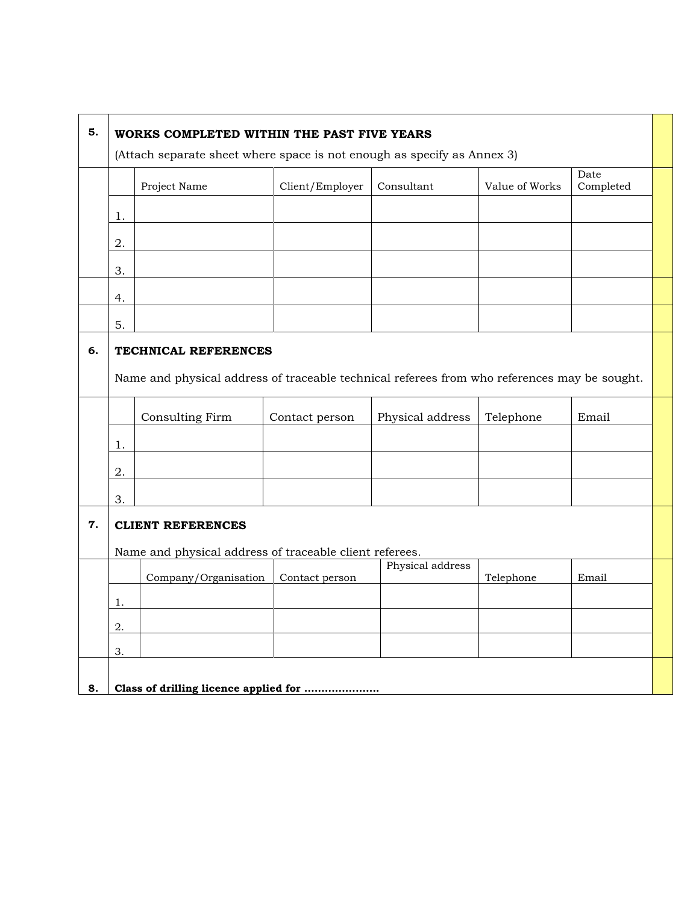**5.** **WORKS COMPLETED WITHIN THE PAST FIVE YEARS**

(Attach separate sheet where space is not enough as specify as Annex 3)

| | Project Name | Client/Employer | Consultant | Value of Works | Date Completed |
|---|---|---|---|---|---|
| 1. | | | | | |
| 2. | | | | | |
| 3. | | | | | |
| 4. | | | | | |
| 5. | | | | | |

**6.** **TECHNICAL REFERENCES**

Name and physical address of traceable technical referees from who references may be sought.

| | Consulting Firm | Contact person | Physical address | Telephone | Email |
|---|---|---|---|---|---|
| 1. | | | | | |
| 2. | | | | | |
| 3. | | | | | |

**7.** **CLIENT REFERENCES**

Name and physical address of traceable client referees.

| | Company/Organisation | Contact person | Physical address | Telephone | Email |
|---|---|---|---|---|---|
| 1. | | | | | |
| 2. | | | | | |
| 3. | | | | | |

**8.** **Class of drilling licence applied for ………………….**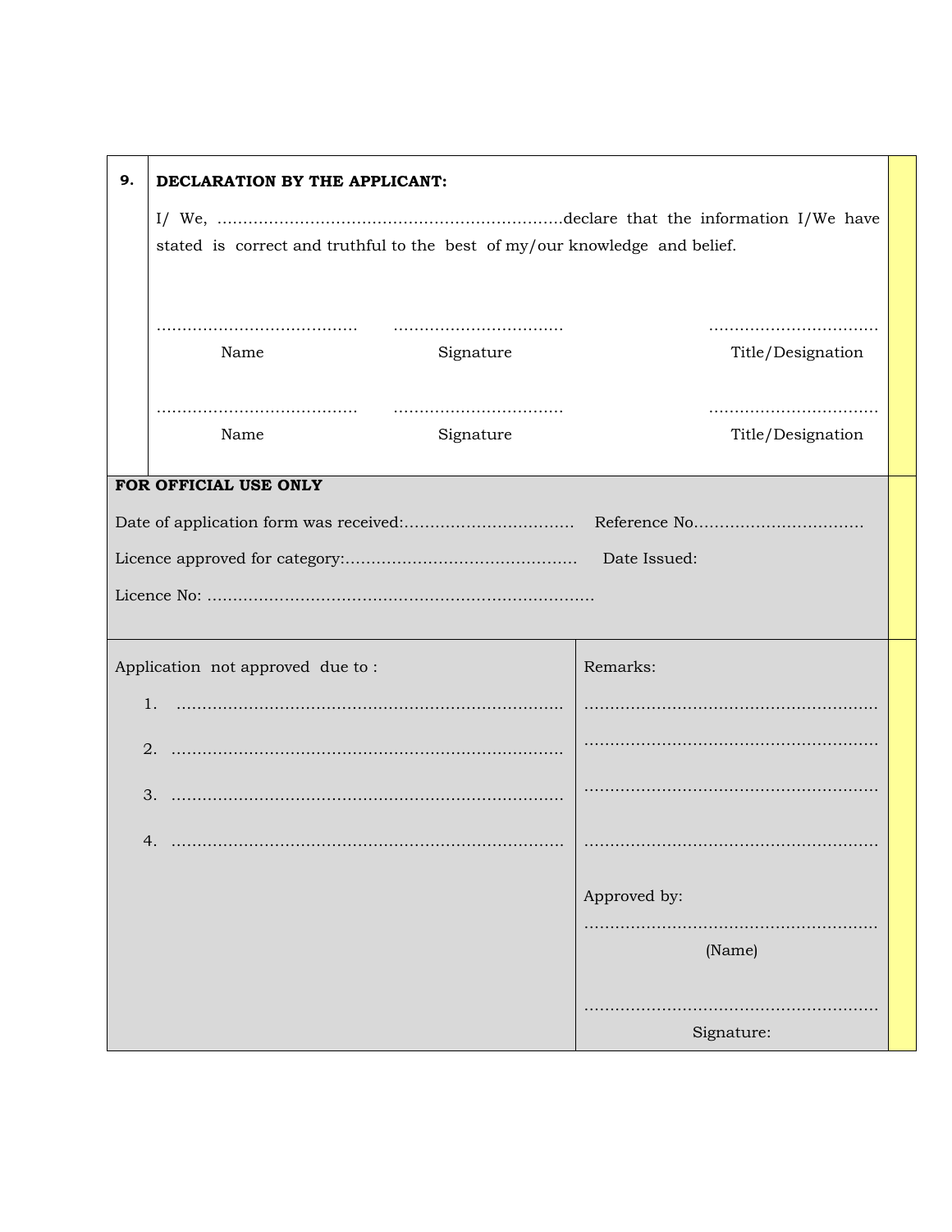**9. DECLARATION BY THE APPLICANT:**

I/ We, ……………………………………………………………declare that the information I/We have stated is correct and truthful to the best of my/our knowledge and belief.

| | | |
|---|---|---|
| ………………………………… | …………………………… | …………………………… |
| Name | Signature | Title/Designation |
| ………………………………… | …………………………… | …………………………… |
| Name | Signature | Title/Designation |

**FOR OFFICIAL USE ONLY**

Date of application form was received:…………………………… Reference No……………………………

Licence approved for category:……………………………………… Date Issued:

Licence No: ………………………………………………………………….

| | |
|---|---|
| Application not approved due to : | Remarks: |
| 1. ………………………………………………………………… | ……………………………………………… |
| 2. ………………………………………………………………… | ……………………………………………… |
| 3. ………………………………………………………………… | ……………………………………………… |
| 4. ………………………………………………………………… | ……………………………………………… |
| | Approved by: |
| | ……………………………………………… (Name) |
| | ……………………………………………… Signature: |